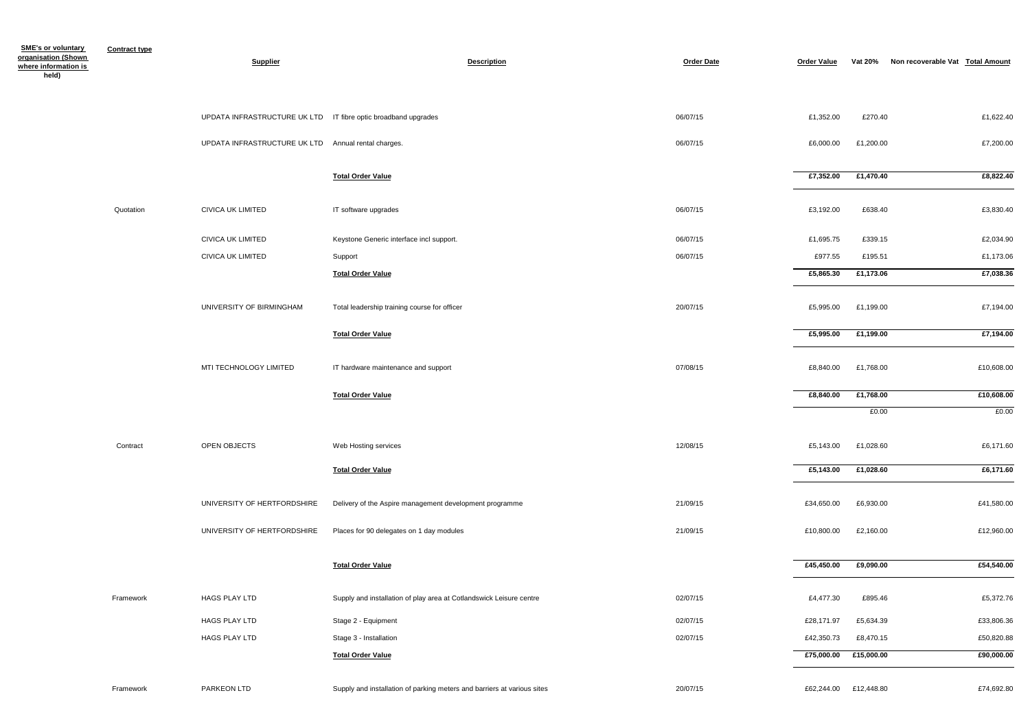| SME's or voluntary organisation (Shown where information is held) | Contract type | Supplier | Description | Order Date | Order Value | Vat 20% | Non recoverable Vat | Total Amount |
|---|---|---|---|---|---|---|---|---|
| | | UPDATA INFRASTRUCTURE UK LTD | IT fibre optic broadband upgrades | 06/07/15 | £1,352.00 | £270.40 | | £1,622.40 |
| | | UPDATA INFRASTRUCTURE UK LTD | Annual rental charges. | 06/07/15 | £6,000.00 | £1,200.00 | | £7,200.00 |
| | | | **Total Order Value** | | **£7,352.00** | **£1,470.40** | | **£8,822.40** |
| | Quotation | CIVICA UK LIMITED | IT software upgrades | 06/07/15 | £3,192.00 | £638.40 | | £3,830.40 |
| | | CIVICA UK LIMITED | Keystone Generic interface incl support. | 06/07/15 | £1,695.75 | £339.15 | | £2,034.90 |
| | | CIVICA UK LIMITED | Support | 06/07/15 | £977.55 | £195.51 | | £1,173.06 |
| | | | **Total Order Value** | | **£5,865.30** | **£1,173.06** | | **£7,038.36** |
| | | UNIVERSITY OF BIRMINGHAM | Total leadership training course for officer | 20/07/15 | £5,995.00 | £1,199.00 | | £7,194.00 |
| | | | **Total Order Value** | | **£5,995.00** | **£1,199.00** | | **£7,194.00** |
| | | MTI TECHNOLOGY LIMITED | IT hardware maintenance and support | 07/08/15 | £8,840.00 | £1,768.00 | | £10,608.00 |
| | | | **Total Order Value** | | **£8,840.00** | **£1,768.00** | | **£10,608.00** |
| | | | | | | £0.00 | | £0.00 |
| | Contract | OPEN OBJECTS | Web Hosting services | 12/08/15 | £5,143.00 | £1,028.60 | | £6,171.60 |
| | | | **Total Order Value** | | **£5,143.00** | **£1,028.60** | | **£6,171.60** |
| | | UNIVERSITY OF HERTFORDSHIRE | Delivery of the Aspire management development programme | 21/09/15 | £34,650.00 | £6,930.00 | | £41,580.00 |
| | | UNIVERSITY OF HERTFORDSHIRE | Places for 90 delegates on 1 day modules | 21/09/15 | £10,800.00 | £2,160.00 | | £12,960.00 |
| | | | **Total Order Value** | | **£45,450.00** | **£9,090.00** | | **£54,540.00** |
| | Framework | HAGS PLAY LTD | Supply and installation of play area at Cotlandswick Leisure centre | 02/07/15 | £4,477.30 | £895.46 | | £5,372.76 |
| | | HAGS PLAY LTD | Stage 2 - Equipment | 02/07/15 | £28,171.97 | £5,634.39 | | £33,806.36 |
| | | HAGS PLAY LTD | Stage 3 - Installation | 02/07/15 | £42,350.73 | £8,470.15 | | £50,820.88 |
| | | | **Total Order Value** | | **£75,000.00** | **£15,000.00** | | **£90,000.00** |
| | Framework | PARKEON LTD | Supply and installation of parking meters and barriers at various sites | 20/07/15 | £62,244.00 | £12,448.80 | | £74,692.80 |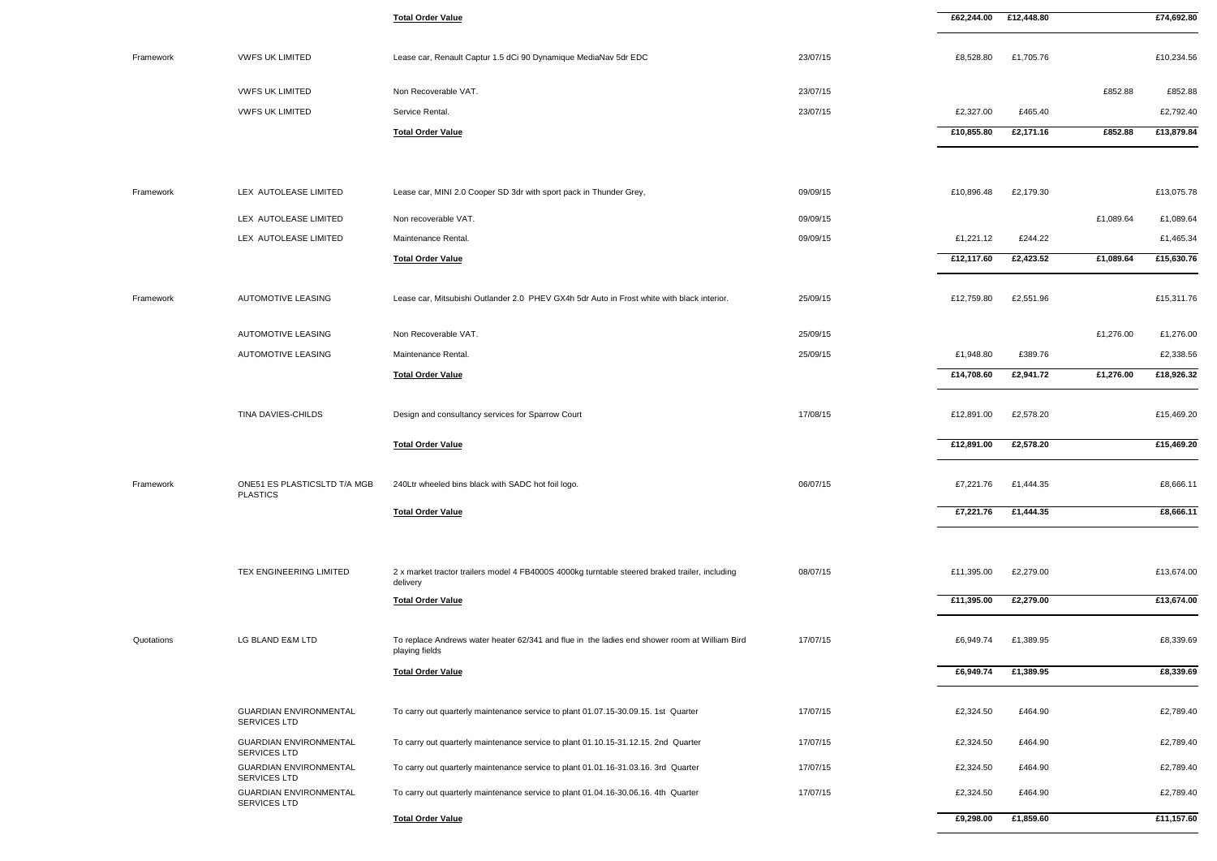| | | | | | | | |
|---|---|---|---|---|---|---|---|
| | | **Total Order Value** | | **£62,244.00** | **£12,448.80** | | **£74,692.80** |
| Framework | VWFS UK LIMITED | Lease car, Renault Captur 1.5 dCi 90 Dynamique MediaNav 5dr EDC | 23/07/15 | £8,528.80 | £1,705.76 | | £10,234.56 |
| | VWFS UK LIMITED | Non Recoverable VAT. | 23/07/15 | | | £852.88 | £852.88 |
| | VWFS UK LIMITED | Service Rental. | 23/07/15 | £2,327.00 | £465.40 | | £2,792.40 |
| | | **Total Order Value** | | **£10,855.80** | **£2,171.16** | **£852.88** | **£13,879.84** |
| Framework | LEX AUTOLEASE LIMITED | Lease car, MINI 2.0 Cooper SD 3dr with sport pack in Thunder Grey, | 09/09/15 | £10,896.48 | £2,179.30 | | £13,075.78 |
| | LEX AUTOLEASE LIMITED | Non recoverable VAT. | 09/09/15 | | | £1,089.64 | £1,089.64 |
| | LEX AUTOLEASE LIMITED | Maintenance Rental. | 09/09/15 | £1,221.12 | £244.22 | | £1,465.34 |
| | | **Total Order Value** | | **£12,117.60** | **£2,423.52** | **£1,089.64** | **£15,630.76** |
| Framework | AUTOMOTIVE LEASING | Lease car, Mitsubishi Outlander 2.0 PHEV GX4h 5dr Auto in Frost white with black interior. | 25/09/15 | £12,759.80 | £2,551.96 | | £15,311.76 |
| | AUTOMOTIVE LEASING | Non Recoverable VAT. | 25/09/15 | | | £1,276.00 | £1,276.00 |
| | AUTOMOTIVE LEASING | Maintenance Rental. | 25/09/15 | £1,948.80 | £389.76 | | £2,338.56 |
| | | **Total Order Value** | | **£14,708.60** | **£2,941.72** | **£1,276.00** | **£18,926.32** |
| | TINA DAVIES-CHILDS | Design and consultancy services for Sparrow Court | 17/08/15 | £12,891.00 | £2,578.20 | | £15,469.20 |
| | | **Total Order Value** | | **£12,891.00** | **£2,578.20** | | **£15,469.20** |
| Framework | ONE51 ES PLASTICSLTD T/A MGB PLASTICS | 240Ltr wheeled bins black with SADC hot foil logo. | 06/07/15 | £7,221.76 | £1,444.35 | | £8,666.11 |
| | | **Total Order Value** | | **£7,221.76** | **£1,444.35** | | **£8,666.11** |
| | TEX ENGINEERING LIMITED | 2 x market tractor trailers model 4 FB4000S 4000kg turntable steered braked trailer, including delivery | 08/07/15 | £11,395.00 | £2,279.00 | | £13,674.00 |
| | | **Total Order Value** | | **£11,395.00** | **£2,279.00** | | **£13,674.00** |
| Quotations | LG BLAND E&M LTD | To replace Andrews water heater 62/341 and flue in the ladies end shower room at William Bird playing fields | 17/07/15 | £6,949.74 | £1,389.95 | | £8,339.69 |
| | | **Total Order Value** | | **£6,949.74** | **£1,389.95** | | **£8,339.69** |
| | GUARDIAN ENVIRONMENTAL SERVICES LTD | To carry out quarterly maintenance service to plant 01.07.15-30.09.15. 1st Quarter | 17/07/15 | £2,324.50 | £464.90 | | £2,789.40 |
| | GUARDIAN ENVIRONMENTAL SERVICES LTD | To carry out quarterly maintenance service to plant 01.10.15-31.12.15. 2nd Quarter | 17/07/15 | £2,324.50 | £464.90 | | £2,789.40 |
| | GUARDIAN ENVIRONMENTAL SERVICES LTD | To carry out quarterly maintenance service to plant 01.01.16-31.03.16. 3rd Quarter | 17/07/15 | £2,324.50 | £464.90 | | £2,789.40 |
| | GUARDIAN ENVIRONMENTAL SERVICES LTD | To carry out quarterly maintenance service to plant 01.04.16-30.06.16. 4th Quarter | 17/07/15 | £2,324.50 | £464.90 | | £2,789.40 |
| | | **Total Order Value** | | **£9,298.00** | **£1,859.60** | | **£11,157.60** |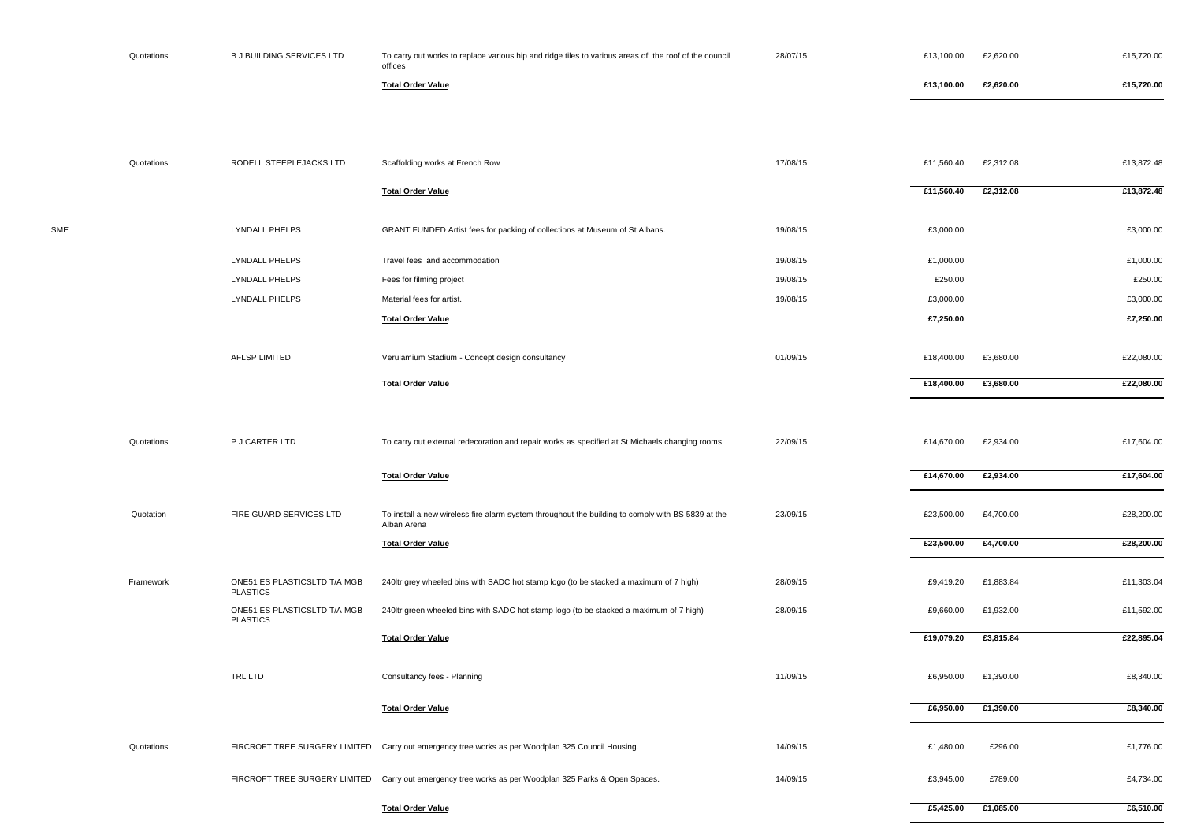| | | | | | | | |
|---|---|---|---|---|---|---|---|
| | Quotations | B J BUILDING SERVICES LTD | To carry out works to replace various hip and ridge tiles to various areas of the roof of the council offices | 28/07/15 | £13,100.00 | £2,620.00 | £15,720.00 |
| | | | **Total Order Value** | | **£13,100.00** | **£2,620.00** | **£15,720.00** |
| | Quotations | RODELL STEEPLEJACKS LTD | Scaffolding works at French Row | 17/08/15 | £11,560.40 | £2,312.08 | £13,872.48 |
| | | | **Total Order Value** | | **£11,560.40** | **£2,312.08** | **£13,872.48** |
| SME | | LYNDALL PHELPS | GRANT FUNDED Artist fees for packing of collections at Museum of St Albans. | 19/08/15 | £3,000.00 | | £3,000.00 |
| | | LYNDALL PHELPS | Travel fees and accommodation | 19/08/15 | £1,000.00 | | £1,000.00 |
| | | LYNDALL PHELPS | Fees for filming project | 19/08/15 | £250.00 | | £250.00 |
| | | LYNDALL PHELPS | Material fees for artist. | 19/08/15 | £3,000.00 | | £3,000.00 |
| | | | **Total Order Value** | | **£7,250.00** | | **£7,250.00** |
| | | AFLSP LIMITED | Verulamium Stadium - Concept design consultancy | 01/09/15 | £18,400.00 | £3,680.00 | £22,080.00 |
| | | | **Total Order Value** | | **£18,400.00** | **£3,680.00** | **£22,080.00** |
| | Quotations | P J CARTER LTD | To carry out external redecoration and repair works as specified at St Michaels changing rooms | 22/09/15 | £14,670.00 | £2,934.00 | £17,604.00 |
| | | | **Total Order Value** | | **£14,670.00** | **£2,934.00** | **£17,604.00** |
| | Quotation | FIRE GUARD SERVICES LTD | To install a new wireless fire alarm system throughout the building to comply with BS 5839 at the Alban Arena | 23/09/15 | £23,500.00 | £4,700.00 | £28,200.00 |
| | | | **Total Order Value** | | **£23,500.00** | **£4,700.00** | **£28,200.00** |
| | Framework | ONE51 ES PLASTICSLTD T/A MGB PLASTICS | 240ltr grey wheeled bins with SADC hot stamp logo (to be stacked a maximum of 7 high) | 28/09/15 | £9,419.20 | £1,883.84 | £11,303.04 |
| | | ONE51 ES PLASTICSLTD T/A MGB PLASTICS | 240ltr green wheeled bins with SADC hot stamp logo (to be stacked a maximum of 7 high) | 28/09/15 | £9,660.00 | £1,932.00 | £11,592.00 |
| | | | **Total Order Value** | | **£19,079.20** | **£3,815.84** | **£22,895.04** |
| | | TRL LTD | Consultancy fees - Planning | 11/09/15 | £6,950.00 | £1,390.00 | £8,340.00 |
| | | | **Total Order Value** | | **£6,950.00** | **£1,390.00** | **£8,340.00** |
| | Quotations | FIRCROFT TREE SURGERY LIMITED | Carry out emergency tree works as per Woodplan 325 Council Housing. | 14/09/15 | £1,480.00 | £296.00 | £1,776.00 |
| | | FIRCROFT TREE SURGERY LIMITED | Carry out emergency tree works as per Woodplan 325 Parks & Open Spaces. | 14/09/15 | £3,945.00 | £789.00 | £4,734.00 |
| | | | **Total Order Value** | | **£5,425.00** | **£1,085.00** | **£6,510.00** |